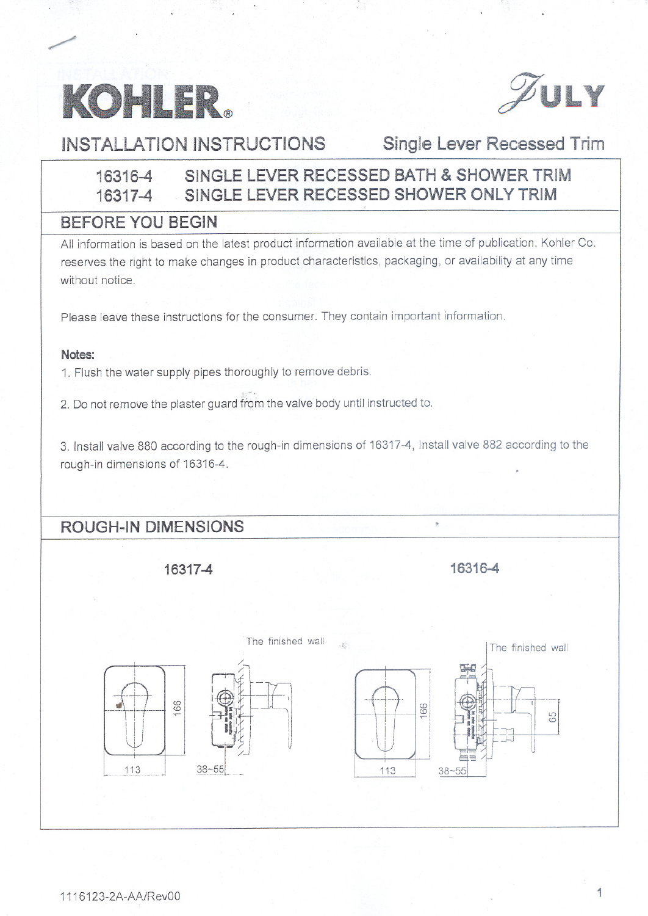# KOHLER®

**JULY**

## INSTALLATION INSTRUCTIONS — Single Lever Recessed Trim

**16316-4 SINGLE LEVER RECESSED BATH & SHOWER TRIM**
**16317-4 SINGLE LEVER RECESSED SHOWER ONLY TRIM**

## BEFORE YOU BEGIN

All information is based on the latest product information available at the time of publication. Kohler Co. reserves the right to make changes in product characteristics, packaging, or availability at any time without notice.

Please leave these instructions for the consumer. They contain important information.

**Notes:**

1. Flush the water supply pipes thoroughly to remove debris.
2. Do not remove the plaster guard from the valve body until instructed to.
3. Install valve 880 according to the rough-in dimensions of 16317-4, Install valve 882 according to the rough-in dimensions of 16316-4.

## ROUGH-IN DIMENSIONS

**16317-4**

The finished wall

166

113

38~55

**16316-4**

The finished wall

166

65

113

38~55

1116123-2A-AA/Rev00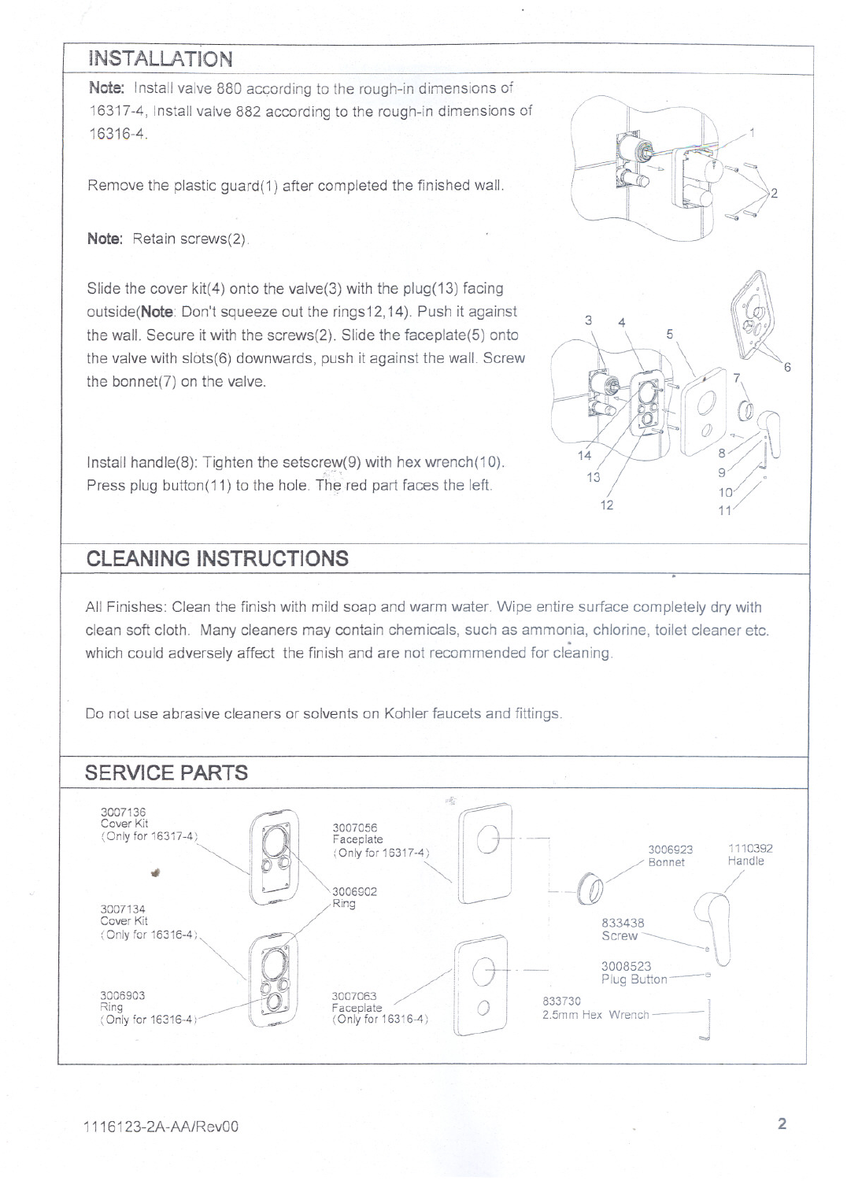## INSTALLATION

**Note:** Install valve 880 according to the rough-in dimensions of 16317-4, Install valve 882 according to the rough-in dimensions of 16316-4.

Remove the plastic guard(1) after completed the finished wall.

**Note:** Retain screws(2).

Slide the cover kit(4) onto the valve(3) with the plug(13) facing outside(**Note**. Don't squeeze out the rings12,14). Push it against the wall. Secure it with the screws(2). Slide the faceplate(5) onto the valve with slots(6) downwards, push it against the wall. Screw the bonnet(7) on the valve.

Install handle(8): Tighten the setscrew(9) with hex wrench(10). Press plug button(11) to the hole. The red part faces the left.

1
2
3
4
5
6
7
8
9
10
11
12
13
14

## CLEANING INSTRUCTIONS

All Finishes: Clean the finish with mild soap and warm water. Wipe entire surface completely dry with clean soft cloth. Many cleaners may contain chemicals, such as ammonia, chlorine, toilet cleaner etc. which could adversely affect the finish and are not recommended for cleaning.

Do not use abrasive cleaners or solvents on Kohler faucets and fittings.

## SERVICE PARTS

3007136
Cover Kit
(Only for 16317-4)

3007134
Cover Kit
(Only for 16316-4)

3006903
Ring
(Only for 16316-4)

3007056
Faceplate
(Only for 16317-4)

3006902
Ring

3007063
Faceplate
(Only for 16316-4)

3006923
Bonnet

1110392
Handle

833438
Screw

3008523
Plug Button

833730
2.5mm Hex Wrench

1116123-2A-AA/Rev00